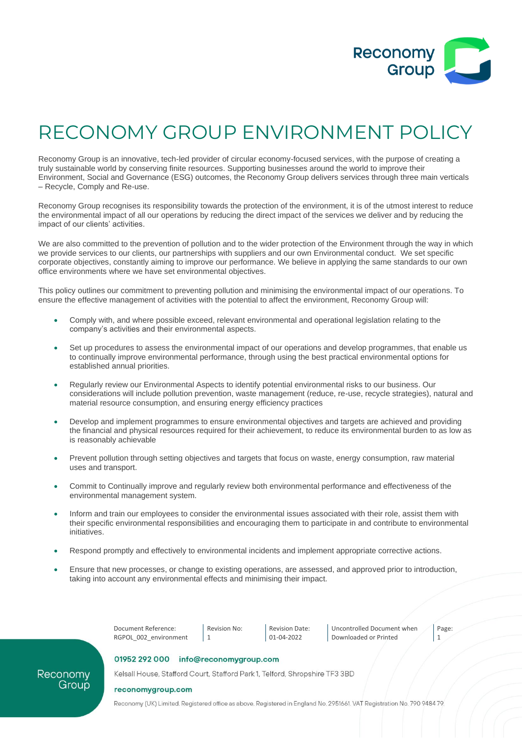# RECONOMY GROUP ENVIRONMENT POLICY

Reconomy Group is an innovative, tech-led provider of circular economy-focused services, with the purpose of creating a truly sustainable world by conserving finite resources. Supporting businesses around the world to improve their Environment, Social and Governance (ESG) outcomes, the Reconomy Group delivers services through three main verticals – Recycle, Comply and Re-use.

Reconomy Group recognises its responsibility towards the protection of the environment, it is of the utmost interest to reduce the environmental impact of all our operations by reducing the direct impact of the services we deliver and by reducing the impact of our clients' activities.

We are also committed to the prevention of pollution and to the wider protection of the Environment through the way in which we provide services to our clients, our partnerships with suppliers and our own Environmental conduct. We set specific corporate objectives, constantly aiming to improve our performance. We believe in applying the same standards to our own office environments where we have set environmental objectives.

This policy outlines our commitment to preventing pollution and minimising the environmental impact of our operations. To ensure the effective management of activities with the potential to affect the environment, Reconomy Group will:

- Comply with, and where possible exceed, relevant environmental and operational legislation relating to the company's activities and their environmental aspects.
- Set up procedures to assess the environmental impact of our operations and develop programmes, that enable us to continually improve environmental performance, through using the best practical environmental options for established annual priorities.
- Regularly review our Environmental Aspects to identify potential environmental risks to our business. Our considerations will include pollution prevention, waste management (reduce, re-use, recycle strategies), natural and material resource consumption, and ensuring energy efficiency practices
- Develop and implement programmes to ensure environmental objectives and targets are achieved and providing the financial and physical resources required for their achievement, to reduce its environmental burden to as low as is reasonably achievable
- Prevent pollution through setting objectives and targets that focus on waste, energy consumption, raw material uses and transport.
- Commit to Continually improve and regularly review both environmental performance and effectiveness of the environmental management system.
- Inform and train our employees to consider the environmental issues associated with their role, assist them with their specific environmental responsibilities and encouraging them to participate in and contribute to environmental initiatives.
- Respond promptly and effectively to environmental incidents and implement appropriate corrective actions.
- Ensure that new processes, or change to existing operations, are assessed, and approved prior to introduction, taking into account any environmental effects and minimising their impact.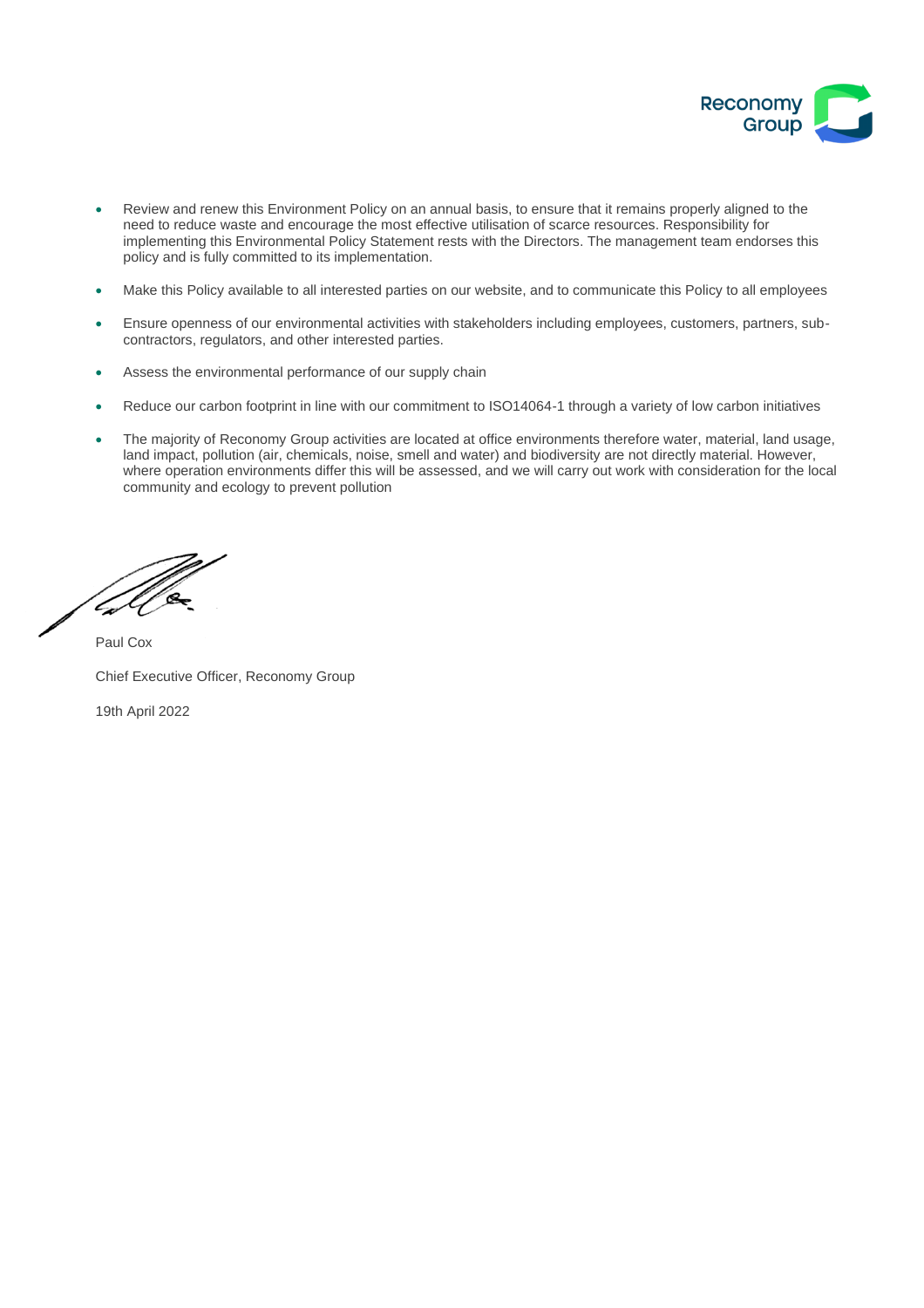- Review and renew this Environment Policy on an annual basis, to ensure that it remains properly aligned to the need to reduce waste and encourage the most effective utilisation of scarce resources. Responsibility for implementing this Environmental Policy Statement rests with the Directors. The management team endorses this policy and is fully committed to its implementation.
- Make this Policy available to all interested parties on our website, and to communicate this Policy to all employees
- Ensure openness of our environmental activities with stakeholders including employees, customers, partners, sub-contractors, regulators, and other interested parties.
- Assess the environmental performance of our supply chain
- Reduce our carbon footprint in line with our commitment to ISO14064-1 through a variety of low carbon initiatives
- The majority of Reconomy Group activities are located at office environments therefore water, material, land usage, land impact, pollution (air, chemicals, noise, smell and water) and biodiversity are not directly material. However, where operation environments differ this will be assessed, and we will carry out work with consideration for the local community and ecology to prevent pollution

Paul Cox

Chief Executive Officer, Reconomy Group

19th April 2022